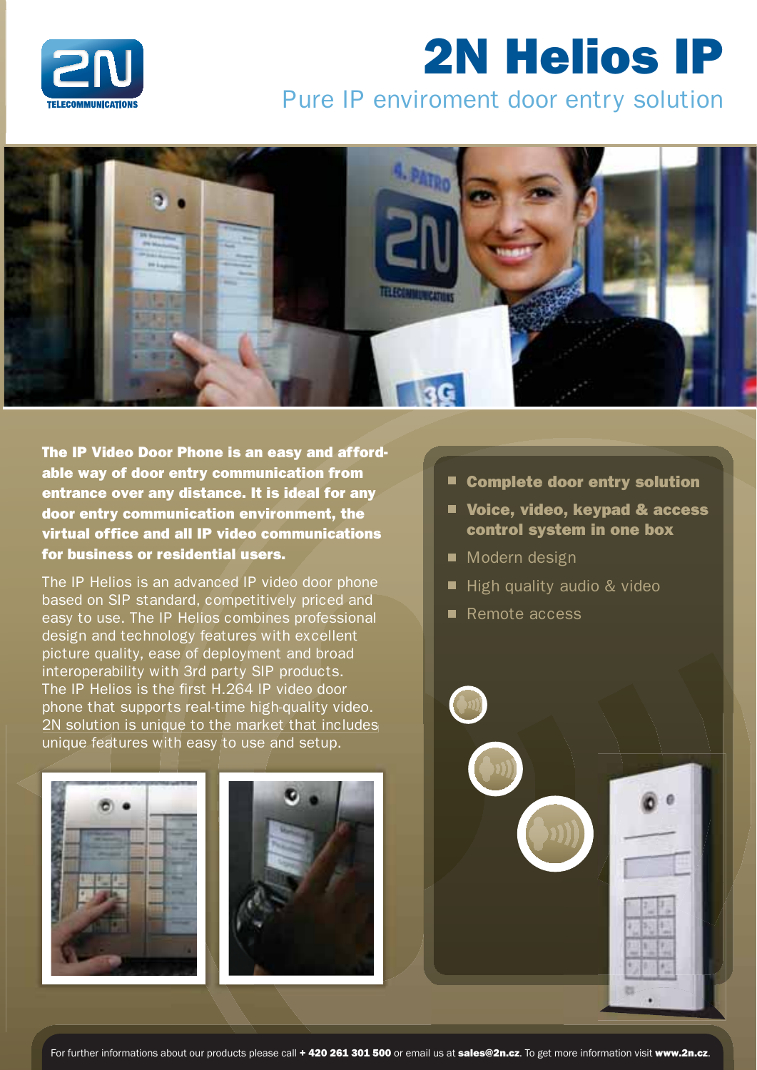# 2N Helios IP

## Pure IP enviroment door entry solution

**The IP Video Door Phone is an easy and affordable way of door entry communication from entrance over any distance. It is ideal for any door entry communication environment, the virtual office and all IP video communications for business or residential users.**

The IP Helios is an advanced IP video door phone based on SIP standard, competitively priced and easy to use. The IP Helios combines professional design and technology features with excellent picture quality, ease of deployment and broad interoperability with 3rd party SIP products. The IP Helios is the first H.264 IP video door phone that supports real-time high-quality video. 2N solution is unique to the market that includes unique features with easy to use and setup.

- **Complete door entry solution**
- **Voice, video, keypad & access control system in one box**
- Modern design
- High quality audio & video
- Remote access

For further informations about our products please call **+ 420 261 301 500** or email us at **sales@2n.cz**. To get more information visit **www.2n.cz**.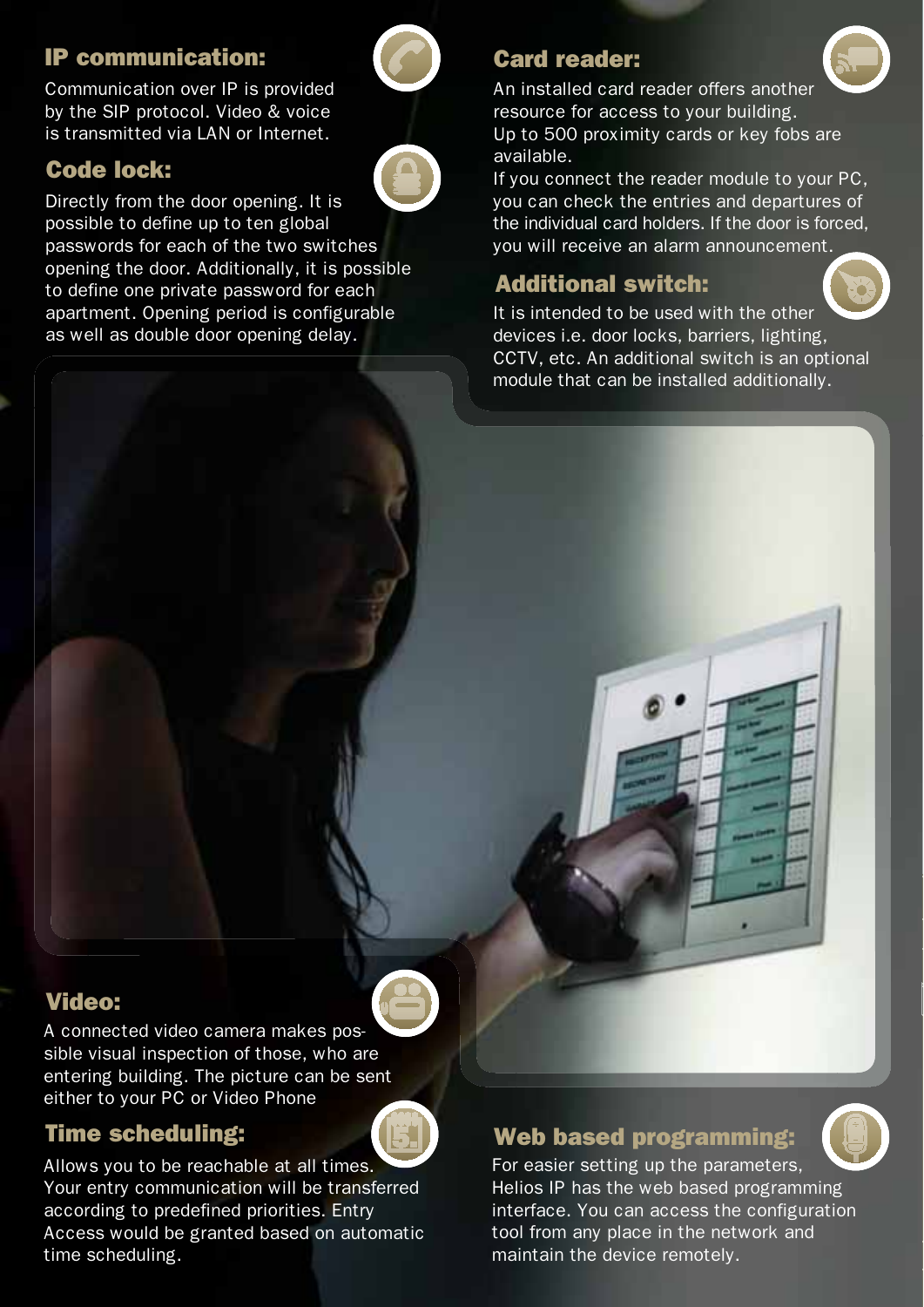## IP communication:

Communication over IP is provided by the SIP protocol. Video & voice is transmitted via LAN or Internet.

## Code lock:

Directly from the door opening. It is possible to define up to ten global passwords for each of the two switches opening the door. Additionally, it is possible to define one private password for each apartment. Opening period is configurable as well as double door opening delay.

## Card reader:

An installed card reader offers another resource for access to your building. Up to 500 proximity cards or key fobs are available.
If you connect the reader module to your PC, you can check the entries and departures of the individual card holders. If the door is forced, you will receive an alarm announcement.

## Additional switch:

It is intended to be used with the other devices i.e. door locks, barriers, lighting, CCTV, etc. An additional switch is an optional module that can be installed additionally.

## Video:

A connected video camera makes possible visual inspection of those, who are entering building. The picture can be sent either to your PC or Video Phone

## Time scheduling:

Allows you to be reachable at all times. Your entry communication will be transferred according to predefined priorities. Entry Access would be granted based on automatic time scheduling.

## Web based programming:

For easier setting up the parameters, Helios IP has the web based programming interface. You can access the configuration tool from any place in the network and maintain the device remotely.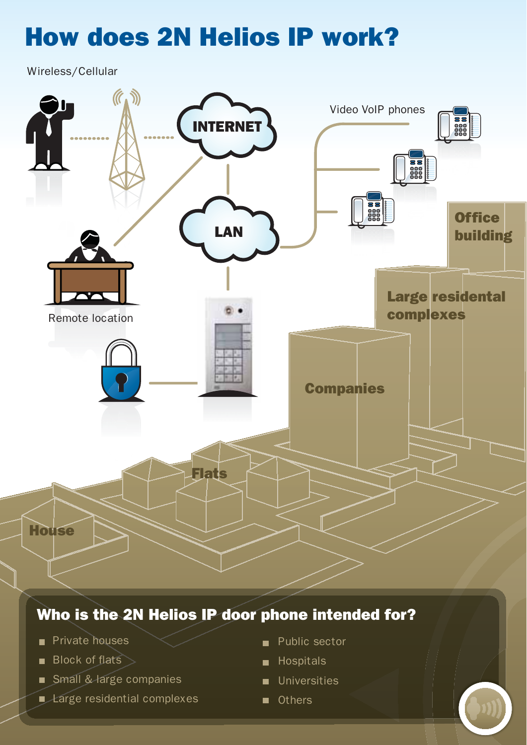# How does 2N Helios IP work?

Wireless/Cellular

INTERNET

LAN

Video VoIP phones

Remote location

Office building

Large residental complexes

Companies

Flats

House

## Who is the 2N Helios IP door phone intended for?

- Private houses
- Block of flats
- Small & large companies
- Large residential complexes
- Public sector
- Hospitals
- Universities
- Others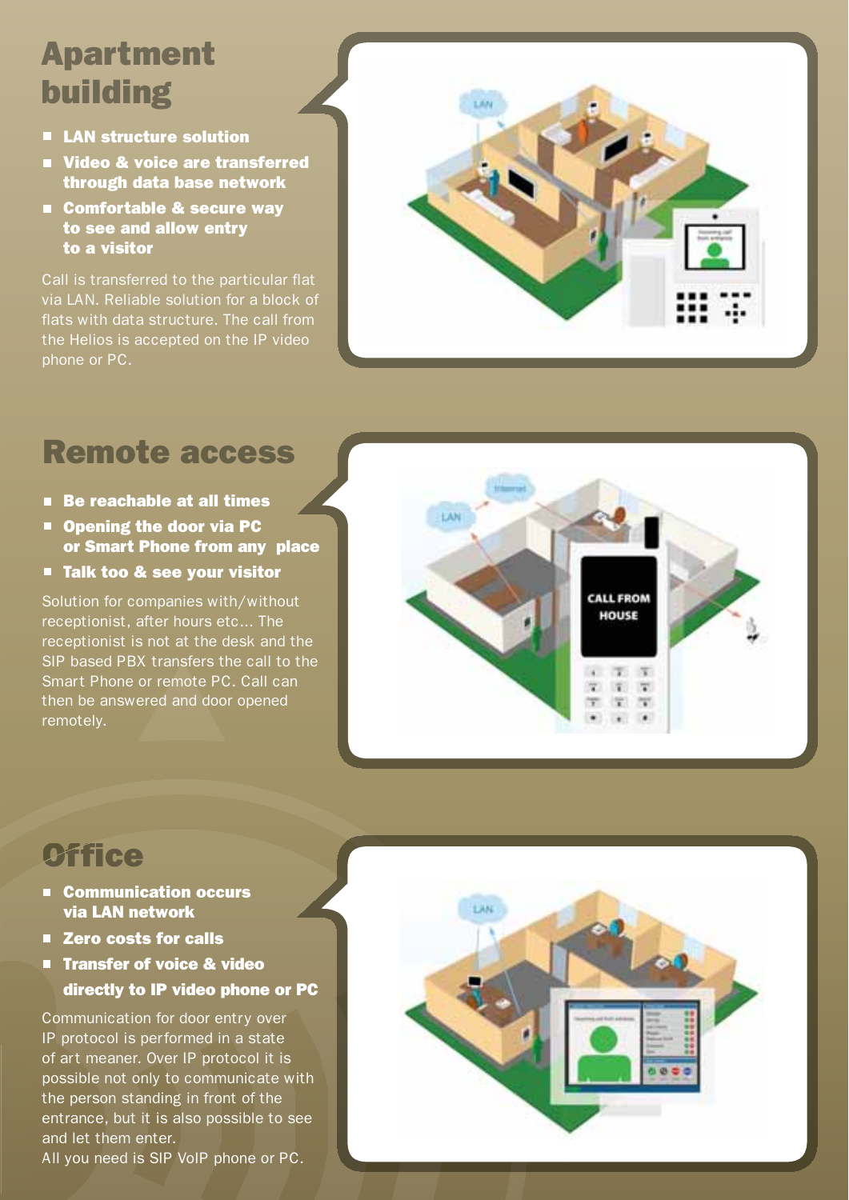## Apartment building

- **LAN structure solution**
- **Video & voice are transferred through data base network**
- **Comfortable & secure way to see and allow entry to a visitor**

Call is transferred to the particular flat via LAN. Reliable solution for a block of flats with data structure. The call from the Helios is accepted on the IP video phone or PC.

## Remote access

- **Be reachable at all times**
- **Opening the door via PC or Smart Phone from any place**
- **Talk too & see your visitor**

Solution for companies with/without receptionist, after hours etc... The receptionist is not at the desk and the SIP based PBX transfers the call to the Smart Phone or remote PC. Call can then be answered and door opened remotely.

## Office

- **Communication occurs via LAN network**
- **Zero costs for calls**
- **Transfer of voice & video directly to IP video phone or PC**

Communication for door entry over IP protocol is performed in a state of art meaner. Over IP protocol it is possible not only to communicate with the person standing in front of the entrance, but it is also possible to see and let them enter.
All you need is SIP VoIP phone or PC.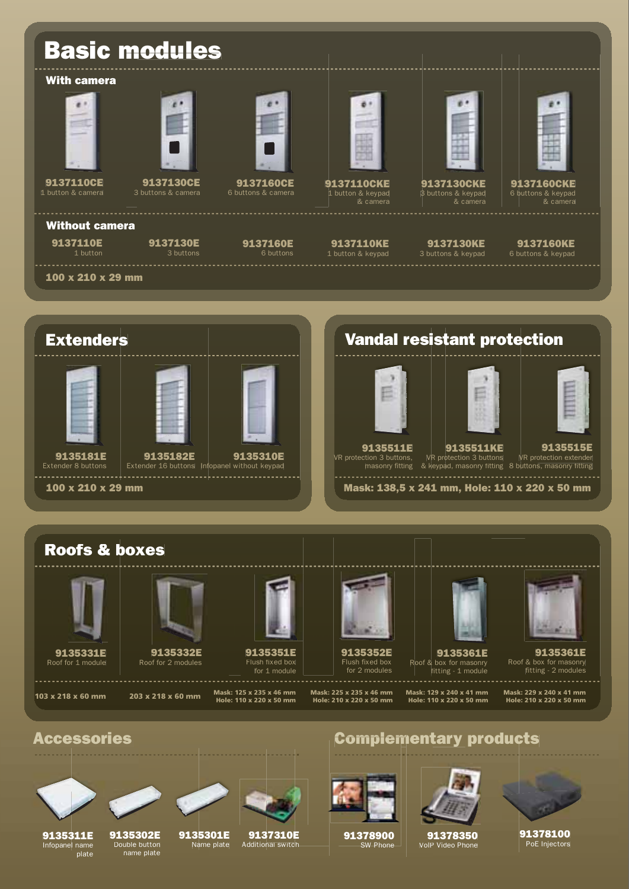# Basic modules

## With camera

| 9137110CE | 9137130CE | 9137160CE | 9137110CKE | 9137130CKE | 9137160CKE |
|---|---|---|---|---|---|
| 1 button & camera | 3 buttons & camera | 6 buttons & camera | 1 button & keypad & camera | 3 buttons & keypad & camera | 6 buttons & keypad & camera |

## Without camera

| 9137110E | 9137130E | 9137160E | 9137110KE | 9137130KE | 9137160KE |
|---|---|---|---|---|---|
| 1 button | 3 buttons | 6 buttons | 1 button & keypad | 3 buttons & keypad | 6 buttons & keypad |

**100 x 210 x 29 mm**

# Extenders

| 9135181E | 9135182E | 9135310E |
|---|---|---|
| Extender 8 buttons | Extender 16 buttons | Infopanel without keypad |

**100 x 210 x 29 mm**

# Vandal resistant protection

| 9135511E | 9135511KE | 9135515E |
|---|---|---|
| VR protection 3 buttons, masonry fitting | VR protection 3 buttons & keypad, masonry fitting | VR protection extender 8 buttons, masonry fitting |

**Mask: 138,5 x 241 mm, Hole: 110 x 220 x 50 mm**

# Roofs & boxes

| 9135331E | 9135332E | 9135351E | 9135352E | 9135361E | 9135361E |
|---|---|---|---|---|---|
| Roof for 1 module | Roof for 2 modules | Flush fixed box for 1 module | Flush fixed box for 2 modules | Roof & box for masonry fitting - 1 module | Roof & box for masonry fitting - 2 modules |
| **103 x 218 x 60 mm** | **203 x 218 x 60 mm** | **Mask: 125 x 235 x 46 mm Hole: 110 x 220 x 50 mm** | **Mask: 225 x 235 x 46 mm Hole: 210 x 220 x 50 mm** | **Mask: 129 x 240 x 41 mm Hole: 110 x 220 x 50 mm** | **Mask: 229 x 240 x 41 mm Hole: 210 x 220 x 50 mm** |

# Accessories

| 9135311E | 9135302E | 9135301E | 9137310E |
|---|---|---|---|
| Infopanel name plate | Double button name plate | Name plate | Additional switch |

# Complementary products

| 91378900 | 91378350 | 91378100 |
|---|---|---|
| SW Phone | VoIP Video Phone | PoE Injectors |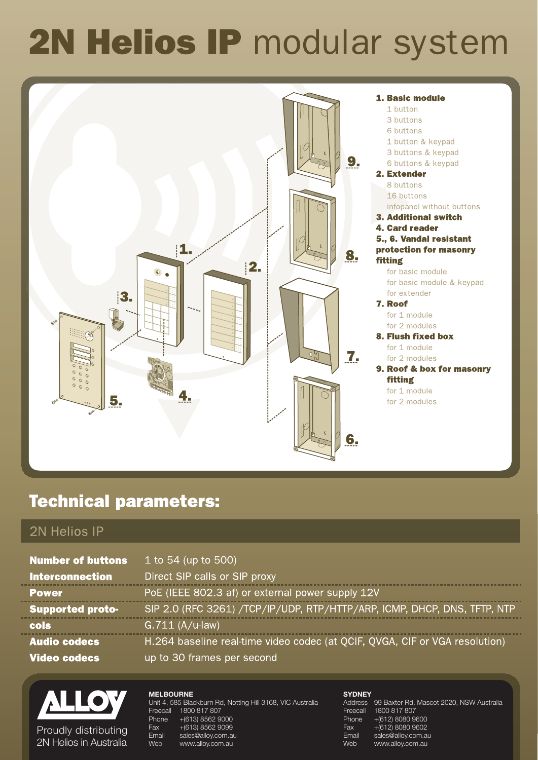# **2N Helios IP** modular system

**1. Basic module**
- 1 button
- 3 buttons
- 6 buttons
- 1 button & keypad
- 3 buttons & keypad
- 6 buttons & keypad

**2. Extender**
- 8 buttons
- 16 buttons
- infopanel without buttons

**3. Additional switch**

**4. Card reader**

**5., 6. Vandal resistant protection for masonry fitting**
- for basic module
- for basic module & keypad
- for extender

**7. Roof**
- for 1 module
- for 2 modules

**8. Flush fixed box**
- for 1 module
- for 2 modules

**9. Roof & box for masonry fitting**
- for 1 module
- for 2 modules

## Technical parameters:

### 2N Helios IP

| | |
|---|---|
| **Number of buttons** | 1 to 54 (up to 500) |
| **Interconnection** | Direct SIP calls or SIP proxy |
| **Power** | PoE (IEEE 802.3 af) or external power supply 12V |
| **Supported protocols** | SIP 2.0 (RFC 3261) /TCP/IP/UDP, RTP/HTTP/ARP, ICMP, DHCP, DNS, TFTP, NTP |
| **Audio codecs** | G.711 (A/u-law) |
| **Video codecs** | H.264 baseline real-time video codec (at QCIF, QVGA, CIF or VGA resolution) up to 30 frames per second |

ALLOY

Proudly distributing 2N Helios in Australia

**MELBOURNE**
Unit 4, 585 Blackburn Rd, Notting Hill 3168, VIC Australia
Freecall 1800 817 807
Phone +(613) 8562 9000
Fax +(613) 8562 9099
Email sales@alloy.com.au
Web www.alloy.com.au

**SYDNEY**
Address 99 Baxter Rd, Mascot 2020, NSW Australia
Freecall 1800 817 807
Phone +(612) 8080 9600
Fax +(612) 8080 9602
Email sales@alloy.com.au
Web www.alloy.com.au